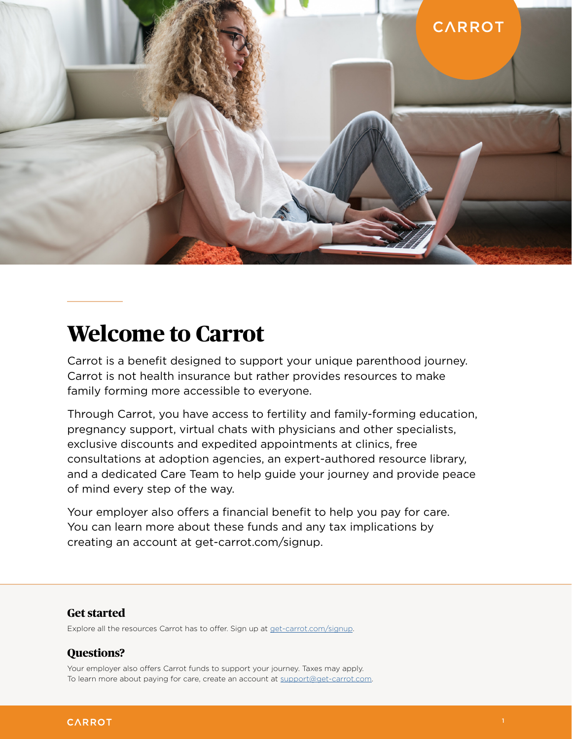# Welcome to Carrot

Carrot is a benefit designed to support your unique parenthood journey. Carrot is not health insurance but rather provides resources to make family forming more accessible to everyone.

Through Carrot, you have access to fertility and family-forming education, pregnancy support, virtual chats with physicians and other specialists, exclusive discounts and expedited appointments at clinics, free consultations at adoption agencies, an expert-authored resource library, and a dedicated Care Team to help guide your journey and provide peace of mind every step of the way.

Your employer also offers a financial benefit to help you pay for care. You can learn more about these funds and any tax implications by creating an account at get-carrot.com/signup.

### Get started

Explore all the resources Carrot has to offer. Sign up at get-carrot.com/signup.

### Questions?

Your employer also offers Carrot funds to support your journey. Taxes may apply.
To learn more about paying for care, create an account at support@get-carrot.com.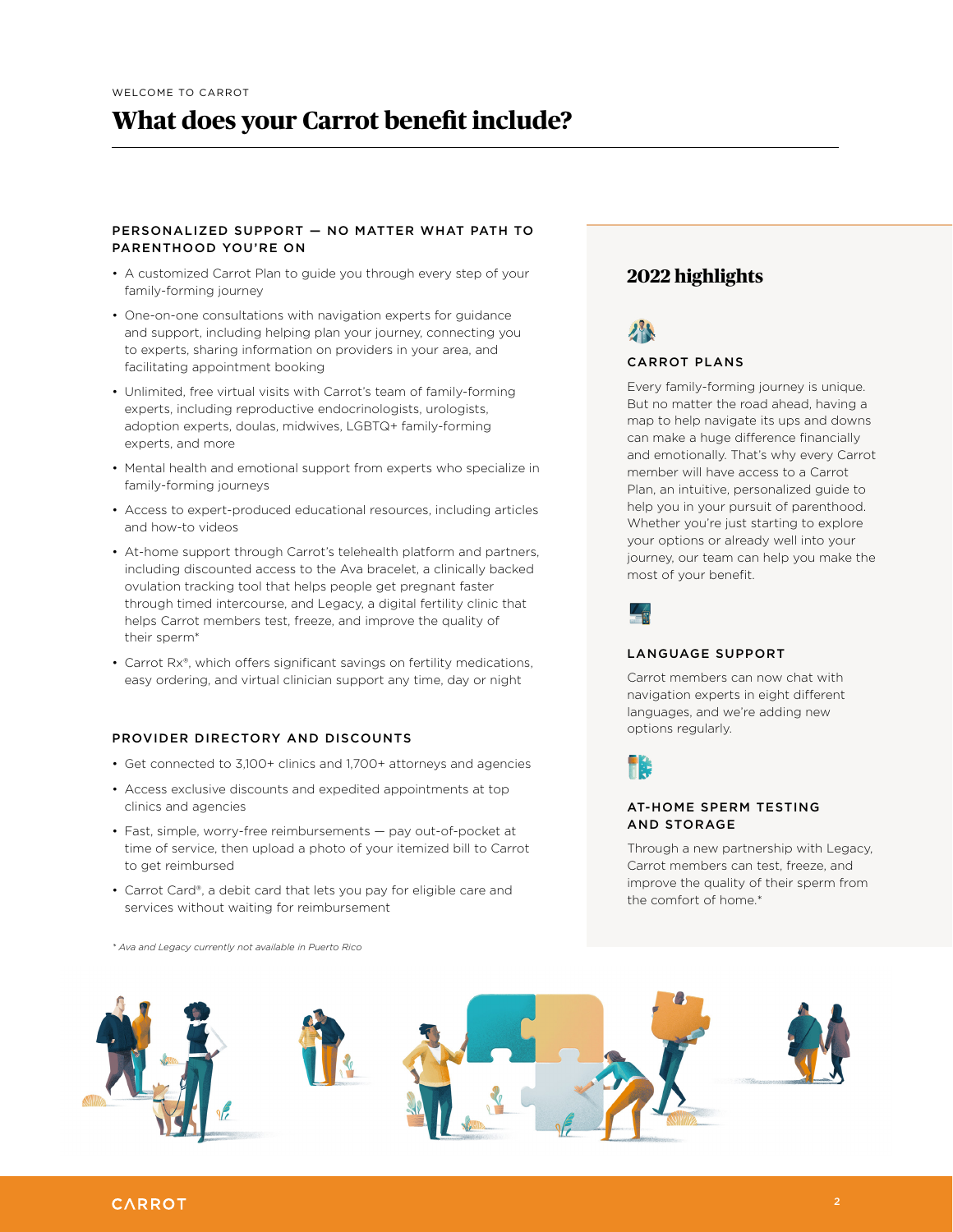WELCOME TO CARROT

# What does your Carrot benefit include?

### PERSONALIZED SUPPORT — NO MATTER WHAT PATH TO PARENTHOOD YOU'RE ON

- A customized Carrot Plan to guide you through every step of your family-forming journey
- One-on-one consultations with navigation experts for guidance and support, including helping plan your journey, connecting you to experts, sharing information on providers in your area, and facilitating appointment booking
- Unlimited, free virtual visits with Carrot's team of family-forming experts, including reproductive endocrinologists, urologists, adoption experts, doulas, midwives, LGBTQ+ family-forming experts, and more
- Mental health and emotional support from experts who specialize in family-forming journeys
- Access to expert-produced educational resources, including articles and how-to videos
- At-home support through Carrot's telehealth platform and partners, including discounted access to the Ava bracelet, a clinically backed ovulation tracking tool that helps people get pregnant faster through timed intercourse, and Legacy, a digital fertility clinic that helps Carrot members test, freeze, and improve the quality of their sperm*
- Carrot Rx®, which offers significant savings on fertility medications, easy ordering, and virtual clinician support any time, day or night

### PROVIDER DIRECTORY AND DISCOUNTS

- Get connected to 3,100+ clinics and 1,700+ attorneys and agencies
- Access exclusive discounts and expedited appointments at top clinics and agencies
- Fast, simple, worry-free reimbursements — pay out-of-pocket at time of service, then upload a photo of your itemized bill to Carrot to get reimbursed
- Carrot Card®, a debit card that lets you pay for eligible care and services without waiting for reimbursement

*\* Ava and Legacy currently not available in Puerto Rico*

## 2022 highlights

### CARROT PLANS

Every family-forming journey is unique. But no matter the road ahead, having a map to help navigate its ups and downs can make a huge difference financially and emotionally. That's why every Carrot member will have access to a Carrot Plan, an intuitive, personalized guide to help you in your pursuit of parenthood. Whether you're just starting to explore your options or already well into your journey, our team can help you make the most of your benefit.

### LANGUAGE SUPPORT

Carrot members can now chat with navigation experts in eight different languages, and we're adding new options regularly.

### AT-HOME SPERM TESTING AND STORAGE

Through a new partnership with Legacy, Carrot members can test, freeze, and improve the quality of their sperm from the comfort of home.*

CARROT